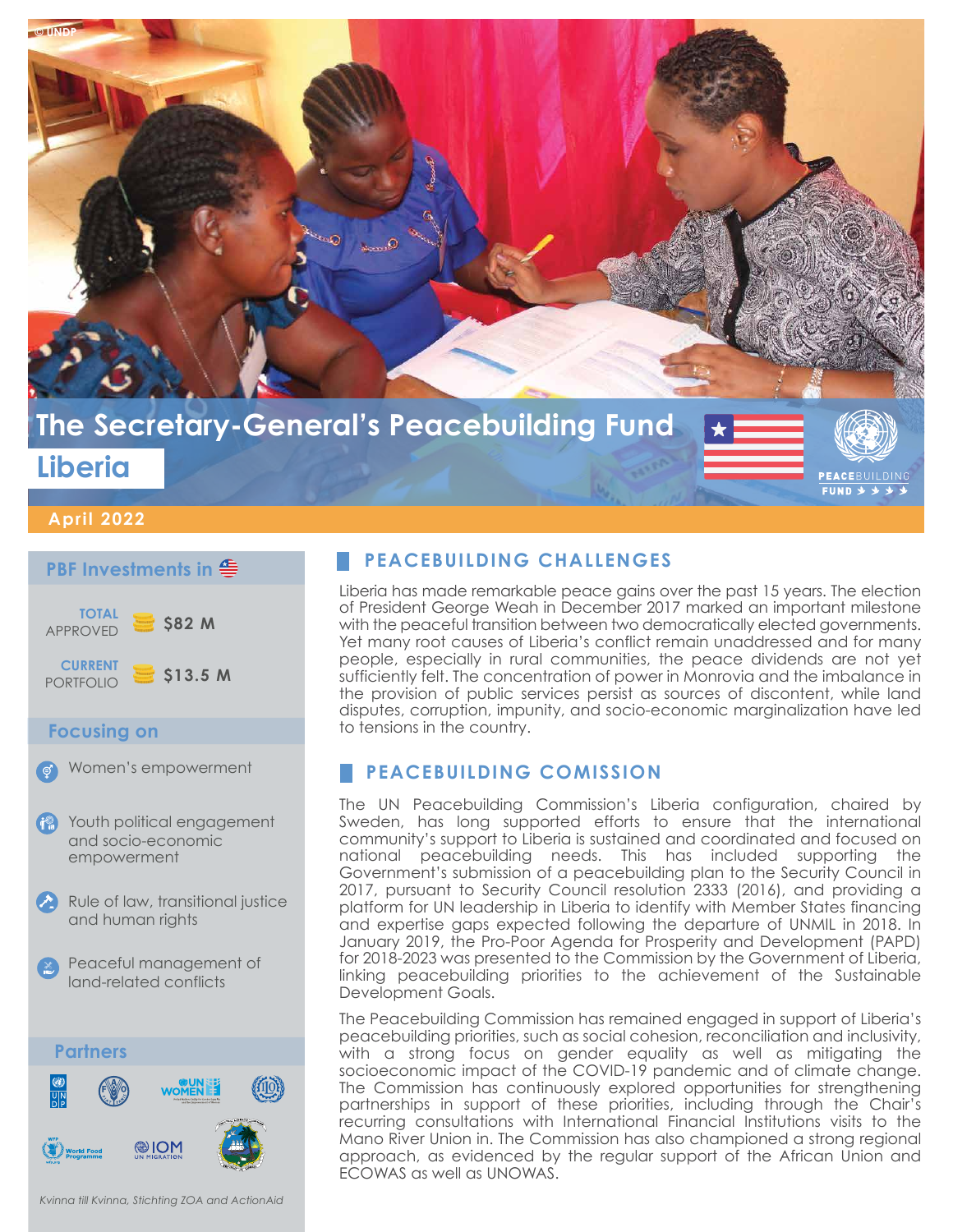© UNDP

# The Secretary-General's Peacebuilding Fund

## Liberia

**April 2022**

### PBF Investments in Liberia

**TOTAL** APPROVED **$82 M**

**CURRENT** PORTFOLIO **$13.5 M**

### Focusing on

- Women's empowerment
- Youth political engagement and socio-economic empowerment
- Rule of law, transitional justice and human rights
- Peaceful management of land-related conflicts

### Partners

*Kvinna till Kvinna, Stichting ZOA and ActionAid*

## PEACEBUILDING CHALLENGES

Liberia has made remarkable peace gains over the past 15 years. The election of President George Weah in December 2017 marked an important milestone with the peaceful transition between two democratically elected governments. Yet many root causes of Liberia's conflict remain unaddressed and for many people, especially in rural communities, the peace dividends are not yet sufficiently felt. The concentration of power in Monrovia and the imbalance in the provision of public services persist as sources of discontent, while land disputes, corruption, impunity, and socio-economic marginalization have led to tensions in the country.

## PEACEBUILDING COMISSION

The UN Peacebuilding Commission's Liberia configuration, chaired by Sweden, has long supported efforts to ensure that the international community's support to Liberia is sustained and coordinated and focused on national peacebuilding needs. This has included supporting the Government's submission of a peacebuilding plan to the Security Council in 2017, pursuant to Security Council resolution 2333 (2016), and providing a platform for UN leadership in Liberia to identify with Member States financing and expertise gaps expected following the departure of UNMIL in 2018. In January 2019, the Pro-Poor Agenda for Prosperity and Development (PAPD) for 2018-2023 was presented to the Commission by the Government of Liberia, linking peacebuilding priorities to the achievement of the Sustainable Development Goals.

The Peacebuilding Commission has remained engaged in support of Liberia's peacebuilding priorities, such as social cohesion, reconciliation and inclusivity, with a strong focus on gender equality as well as mitigating the socioeconomic impact of the COVID-19 pandemic and of climate change. The Commission has continuously explored opportunities for strengthening partnerships in support of these priorities, including through the Chair's recurring consultations with International Financial Institutions visits to the Mano River Union in. The Commission has also championed a strong regional approach, as evidenced by the regular support of the African Union and ECOWAS as well as UNOWAS.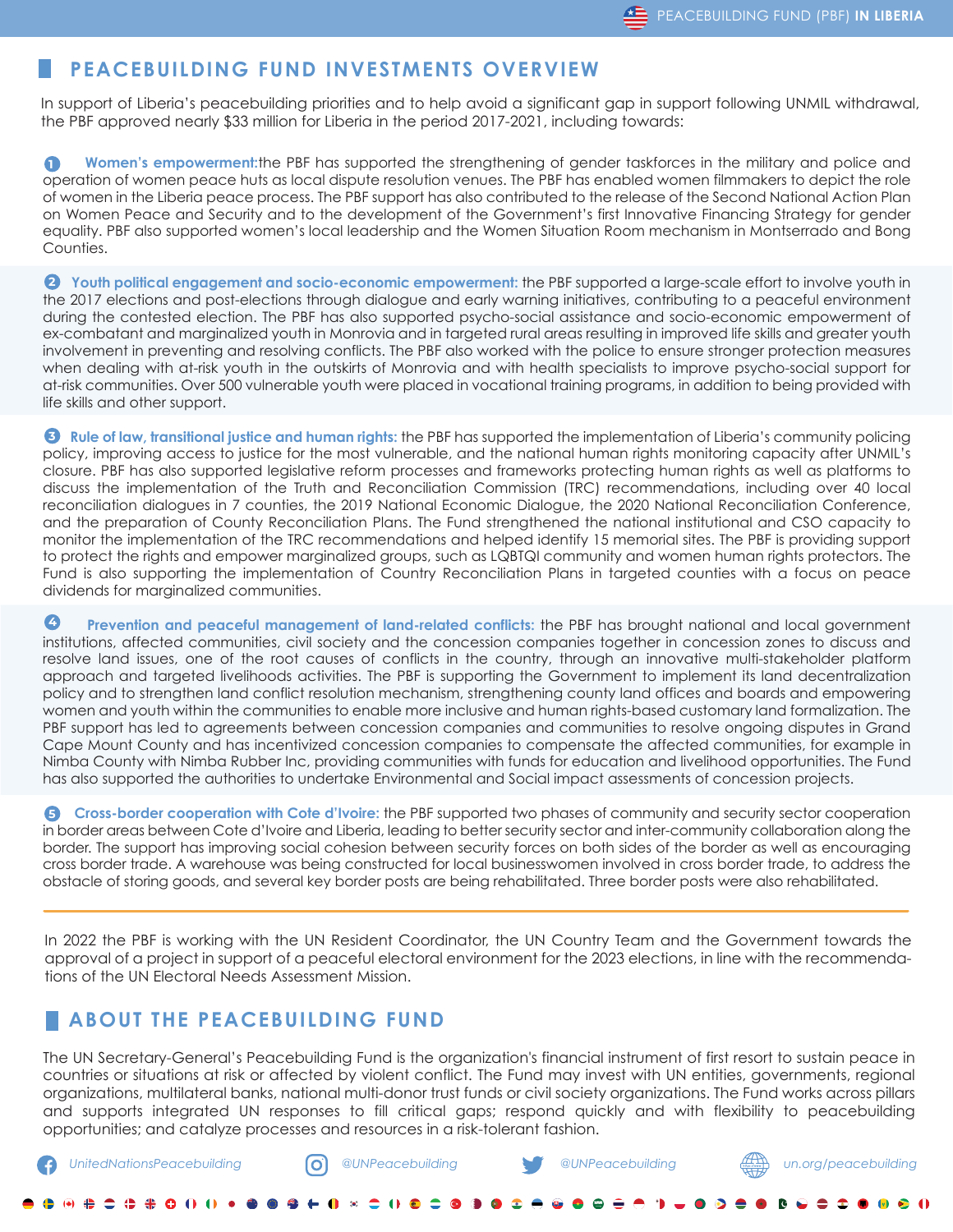## PEACEBUILDING FUND INVESTMENTS OVERVIEW

In support of Liberia's peacebuilding priorities and to help avoid a significant gap in support following UNMIL withdrawal, the PBF approved nearly $33 million for Liberia in the period 2017-2021, including towards:

1. **Women's empowerment:** the PBF has supported the strengthening of gender taskforces in the military and police and operation of women peace huts as local dispute resolution venues. The PBF has enabled women filmmakers to depict the role of women in the Liberia peace process. The PBF support has also contributed to the release of the Second National Action Plan on Women Peace and Security and to the development of the Government's first Innovative Financing Strategy for gender equality. PBF also supported women's local leadership and the Women Situation Room mechanism in Montserrado and Bong Counties.

2. **Youth political engagement and socio-economic empowerment:** the PBF supported a large-scale effort to involve youth in the 2017 elections and post-elections through dialogue and early warning initiatives, contributing to a peaceful environment during the contested election. The PBF has also supported psycho-social assistance and socio-economic empowerment of ex-combatant and marginalized youth in Monrovia and in targeted rural areas resulting in improved life skills and greater youth involvement in preventing and resolving conflicts. The PBF also worked with the police to ensure stronger protection measures when dealing with at-risk youth in the outskirts of Monrovia and with health specialists to improve psycho-social support for at-risk communities. Over 500 vulnerable youth were placed in vocational training programs, in addition to being provided with life skills and other support.

3. **Rule of law, transitional justice and human rights:** the PBF has supported the implementation of Liberia's community policing policy, improving access to justice for the most vulnerable, and the national human rights monitoring capacity after UNMIL's closure. PBF has also supported legislative reform processes and frameworks protecting human rights as well as platforms to discuss the implementation of the Truth and Reconciliation Commission (TRC) recommendations, including over 40 local reconciliation dialogues in 7 counties, the 2019 National Economic Dialogue, the 2020 National Reconciliation Conference, and the preparation of County Reconciliation Plans. The Fund strengthened the national institutional and CSO capacity to monitor the implementation of the TRC recommendations and helped identify 15 memorial sites. The PBF is providing support to protect the rights and empower marginalized groups, such as LQBTQI community and women human rights protectors. The Fund is also supporting the implementation of Country Reconciliation Plans in targeted counties with a focus on peace dividends for marginalized communities.

4. **Prevention and peaceful management of land-related conflicts:** the PBF has brought national and local government institutions, affected communities, civil society and the concession companies together in concession zones to discuss and resolve land issues, one of the root causes of conflicts in the country, through an innovative multi-stakeholder platform approach and targeted livelihoods activities. The PBF is supporting the Government to implement its land decentralization policy and to strengthen land conflict resolution mechanism, strengthening county land offices and boards and empowering women and youth within the communities to enable more inclusive and human rights-based customary land formalization. The PBF support has led to agreements between concession companies and communities to resolve ongoing disputes in Grand Cape Mount County and has incentivized concession companies to compensate the affected communities, for example in Nimba County with Nimba Rubber Inc, providing communities with funds for education and livelihood opportunities. The Fund has also supported the authorities to undertake Environmental and Social impact assessments of concession projects.

5. **Cross-border cooperation with Cote d'Ivoire:** the PBF supported two phases of community and security sector cooperation in border areas between Cote d'Ivoire and Liberia, leading to better security sector and inter-community collaboration along the border. The support has improving social cohesion between security forces on both sides of the border as well as encouraging cross border trade. A warehouse was being constructed for local businesswomen involved in cross border trade, to address the obstacle of storing goods, and several key border posts are being rehabilitated. Three border posts were also rehabilitated.

In 2022 the PBF is working with the UN Resident Coordinator, the UN Country Team and the Government towards the approval of a project in support of a peaceful electoral environment for the 2023 elections, in line with the recommendations of the UN Electoral Needs Assessment Mission.

## ABOUT THE PEACEBUILDING FUND

The UN Secretary-General's Peacebuilding Fund is the organization's financial instrument of first resort to sustain peace in countries or situations at risk or affected by violent conflict. The Fund may invest with UN entities, governments, regional organizations, multilateral banks, national multi-donor trust funds or civil society organizations. The Fund works across pillars and supports integrated UN responses to fill critical gaps; respond quickly and with flexibility to peacebuilding opportunities; and catalyze processes and resources in a risk-tolerant fashion.

*UnitedNationsPeacebuilding* *@UNPeacebuilding* *@UNPeacebuilding* *un.org/peacebuilding*